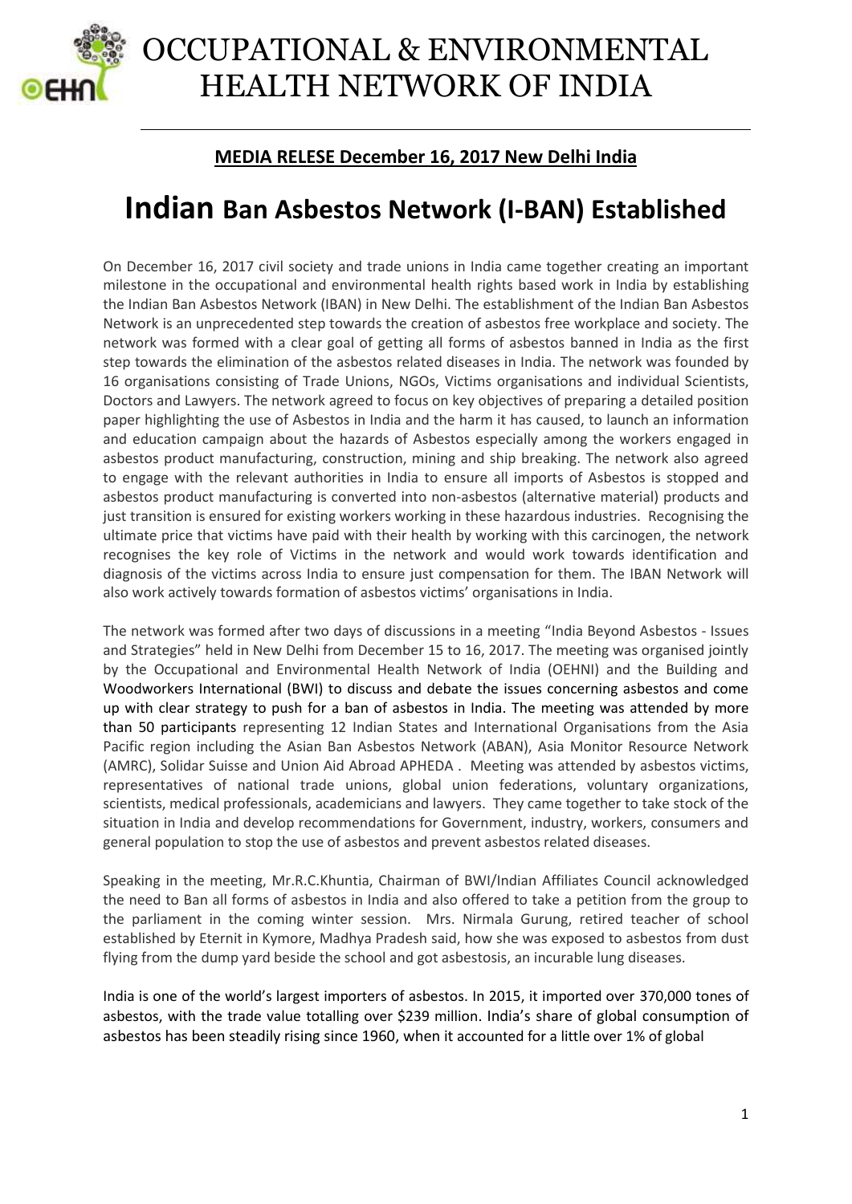# OCCUPATIONAL & ENVIRONMENTAL HEALTH NETWORK OF INDIA

**MEDIA RELESE December 16, 2017 New Delhi India**

# Indian Ban Asbestos Network (I-BAN) Established

On December 16, 2017 civil society and trade unions in India came together creating an important milestone in the occupational and environmental health rights based work in India by establishing the Indian Ban Asbestos Network (IBAN) in New Delhi. The establishment of the Indian Ban Asbestos Network is an unprecedented step towards the creation of asbestos free workplace and society. The network was formed with a clear goal of getting all forms of asbestos banned in India as the first step towards the elimination of the asbestos related diseases in India. The network was founded by 16 organisations consisting of Trade Unions, NGOs, Victims organisations and individual Scientists, Doctors and Lawyers. The network agreed to focus on key objectives of preparing a detailed position paper highlighting the use of Asbestos in India and the harm it has caused, to launch an information and education campaign about the hazards of Asbestos especially among the workers engaged in asbestos product manufacturing, construction, mining and ship breaking. The network also agreed to engage with the relevant authorities in India to ensure all imports of Asbestos is stopped and asbestos product manufacturing is converted into non-asbestos (alternative material) products and just transition is ensured for existing workers working in these hazardous industries. Recognising the ultimate price that victims have paid with their health by working with this carcinogen, the network recognises the key role of Victims in the network and would work towards identification and diagnosis of the victims across India to ensure just compensation for them. The IBAN Network will also work actively towards formation of asbestos victims' organisations in India.

The network was formed after two days of discussions in a meeting "India Beyond Asbestos - Issues and Strategies" held in New Delhi from December 15 to 16, 2017. The meeting was organised jointly by the Occupational and Environmental Health Network of India (OEHNI) and the Building and Woodworkers International (BWI) to discuss and debate the issues concerning asbestos and come up with clear strategy to push for a ban of asbestos in India. The meeting was attended by more than 50 participants representing 12 Indian States and International Organisations from the Asia Pacific region including the Asian Ban Asbestos Network (ABAN), Asia Monitor Resource Network (AMRC), Solidar Suisse and Union Aid Abroad APHEDA . Meeting was attended by asbestos victims, representatives of national trade unions, global union federations, voluntary organizations, scientists, medical professionals, academicians and lawyers. They came together to take stock of the situation in India and develop recommendations for Government, industry, workers, consumers and general population to stop the use of asbestos and prevent asbestos related diseases.

Speaking in the meeting, Mr.R.C.Khuntia, Chairman of BWI/Indian Affiliates Council acknowledged the need to Ban all forms of asbestos in India and also offered to take a petition from the group to the parliament in the coming winter session. Mrs. Nirmala Gurung, retired teacher of school established by Eternit in Kymore, Madhya Pradesh said, how she was exposed to asbestos from dust flying from the dump yard beside the school and got asbestosis, an incurable lung diseases.

India is one of the world's largest importers of asbestos. In 2015, it imported over 370,000 tones of asbestos, with the trade value totalling over $239 million. India's share of global consumption of asbestos has been steadily rising since 1960, when it accounted for a little over 1% of global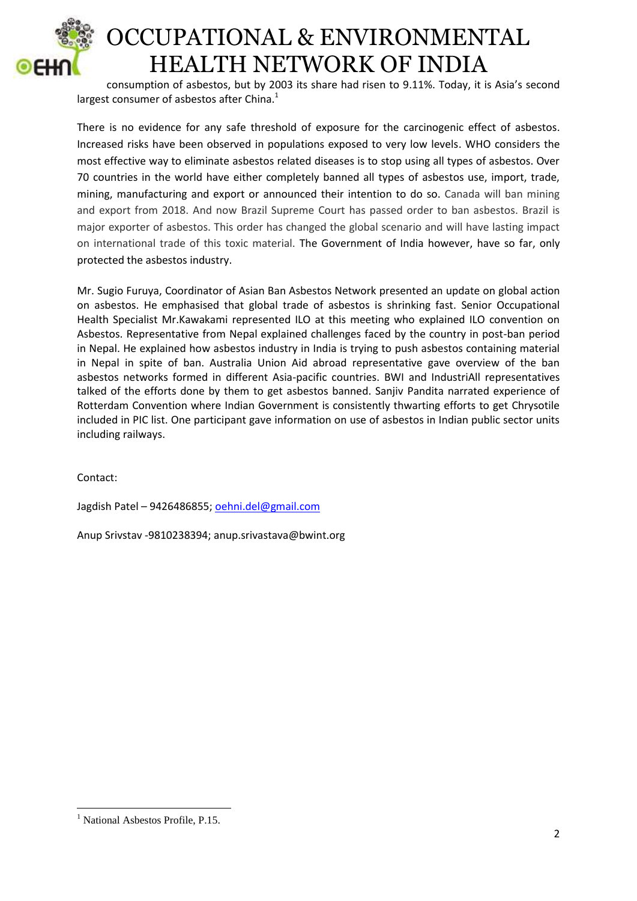consumption of asbestos, but by 2003 its share had risen to 9.11%. Today, it is Asia's second largest consumer of asbestos after China.[1]

There is no evidence for any safe threshold of exposure for the carcinogenic effect of asbestos. Increased risks have been observed in populations exposed to very low levels. WHO considers the most effective way to eliminate asbestos related diseases is to stop using all types of asbestos. Over 70 countries in the world have either completely banned all types of asbestos use, import, trade, mining, manufacturing and export or announced their intention to do so. Canada will ban mining and export from 2018. And now Brazil Supreme Court has passed order to ban asbestos. Brazil is major exporter of asbestos. This order has changed the global scenario and will have lasting impact on international trade of this toxic material. The Government of India however, have so far, only protected the asbestos industry.

Mr. Sugio Furuya, Coordinator of Asian Ban Asbestos Network presented an update on global action on asbestos. He emphasised that global trade of asbestos is shrinking fast. Senior Occupational Health Specialist Mr.Kawakami represented ILO at this meeting who explained ILO convention on Asbestos. Representative from Nepal explained challenges faced by the country in post-ban period in Nepal. He explained how asbestos industry in India is trying to push asbestos containing material in Nepal in spite of ban. Australia Union Aid abroad representative gave overview of the ban asbestos networks formed in different Asia-pacific countries. BWI and IndustriAll representatives talked of the efforts done by them to get asbestos banned. Sanjiv Pandita narrated experience of Rotterdam Convention where Indian Government is consistently thwarting efforts to get Chrysotile included in PIC list. One participant gave information on use of asbestos in Indian public sector units including railways.

Contact:

Jagdish Patel – 9426486855; oehni.del@gmail.com

Anup Srivstav -9810238394; anup.srivastava@bwint.org

---

[1] National Asbestos Profile, P.15.